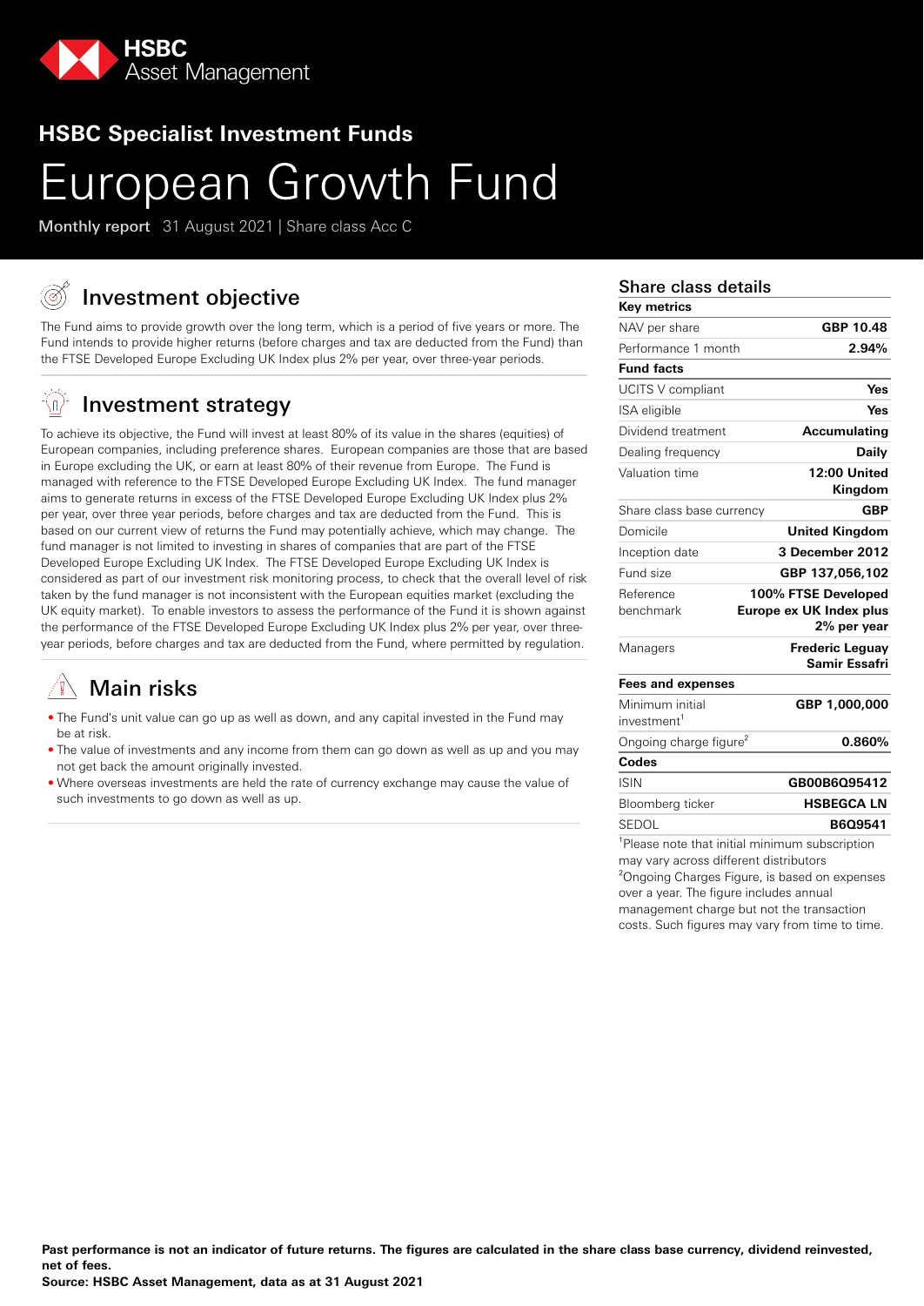HSBC Asset Management

## HSBC Specialist Investment Funds

# European Growth Fund

**Monthly report** 31 August 2021 | Share class Acc C

## Investment objective

The Fund aims to provide growth over the long term, which is a period of five years or more. The Fund intends to provide higher returns (before charges and tax are deducted from the Fund) than the FTSE Developed Europe Excluding UK Index plus 2% per year, over three-year periods.

## Investment strategy

To achieve its objective, the Fund will invest at least 80% of its value in the shares (equities) of European companies, including preference shares. European companies are those that are based in Europe excluding the UK, or earn at least 80% of their revenue from Europe. The Fund is managed with reference to the FTSE Developed Europe Excluding UK Index. The fund manager aims to generate returns in excess of the FTSE Developed Europe Excluding UK Index plus 2% per year, over three year periods, before charges and tax are deducted from the Fund. This is based on our current view of returns the Fund may potentially achieve, which may change. The fund manager is not limited to investing in shares of companies that are part of the FTSE Developed Europe Excluding UK Index. The FTSE Developed Europe Excluding UK Index is considered as part of our investment risk monitoring process, to check that the overall level of risk taken by the fund manager is not inconsistent with the European equities market (excluding the UK equity market). To enable investors to assess the performance of the Fund it is shown against the performance of the FTSE Developed Europe Excluding UK Index plus 2% per year, over three-year periods, before charges and tax are deducted from the Fund, where permitted by regulation.

## Main risks

- The Fund's unit value can go up as well as down, and any capital invested in the Fund may be at risk.
- The value of investments and any income from them can go down as well as up and you may not get back the amount originally invested.
- Where overseas investments are held the rate of currency exchange may cause the value of such investments to go down as well as up.

## Share class details

| Key metrics | |
|---|---|
| NAV per share | **GBP 10.48** |
| Performance 1 month | **2.94%** |
| **Fund facts** | |
| UCITS V compliant | **Yes** |
| ISA eligible | **Yes** |
| Dividend treatment | **Accumulating** |
| Dealing frequency | **Daily** |
| Valuation time | **12:00 United Kingdom** |
| Share class base currency | **GBP** |
| Domicile | **United Kingdom** |
| Inception date | **3 December 2012** |
| Fund size | **GBP 137,056,102** |
| Reference benchmark | **100% FTSE Developed Europe ex UK Index plus 2% per year** |
| Managers | **Frederic Leguay Samir Essafri** |
| **Fees and expenses** | |
| Minimum initial investment[1] | **GBP 1,000,000** |
| Ongoing charge figure[2] | **0.860%** |
| **Codes** | |
| ISIN | **GB00B6Q95412** |
| Bloomberg ticker | **HSBEGCA LN** |
| SEDOL | **B6Q9541** |

[1]Please note that initial minimum subscription may vary across different distributors

[2]Ongoing Charges Figure, is based on expenses over a year. The figure includes annual management charge but not the transaction costs. Such figures may vary from time to time.

**Past performance is not an indicator of future returns. The figures are calculated in the share class base currency, dividend reinvested, net of fees.**
**Source: HSBC Asset Management, data as at 31 August 2021**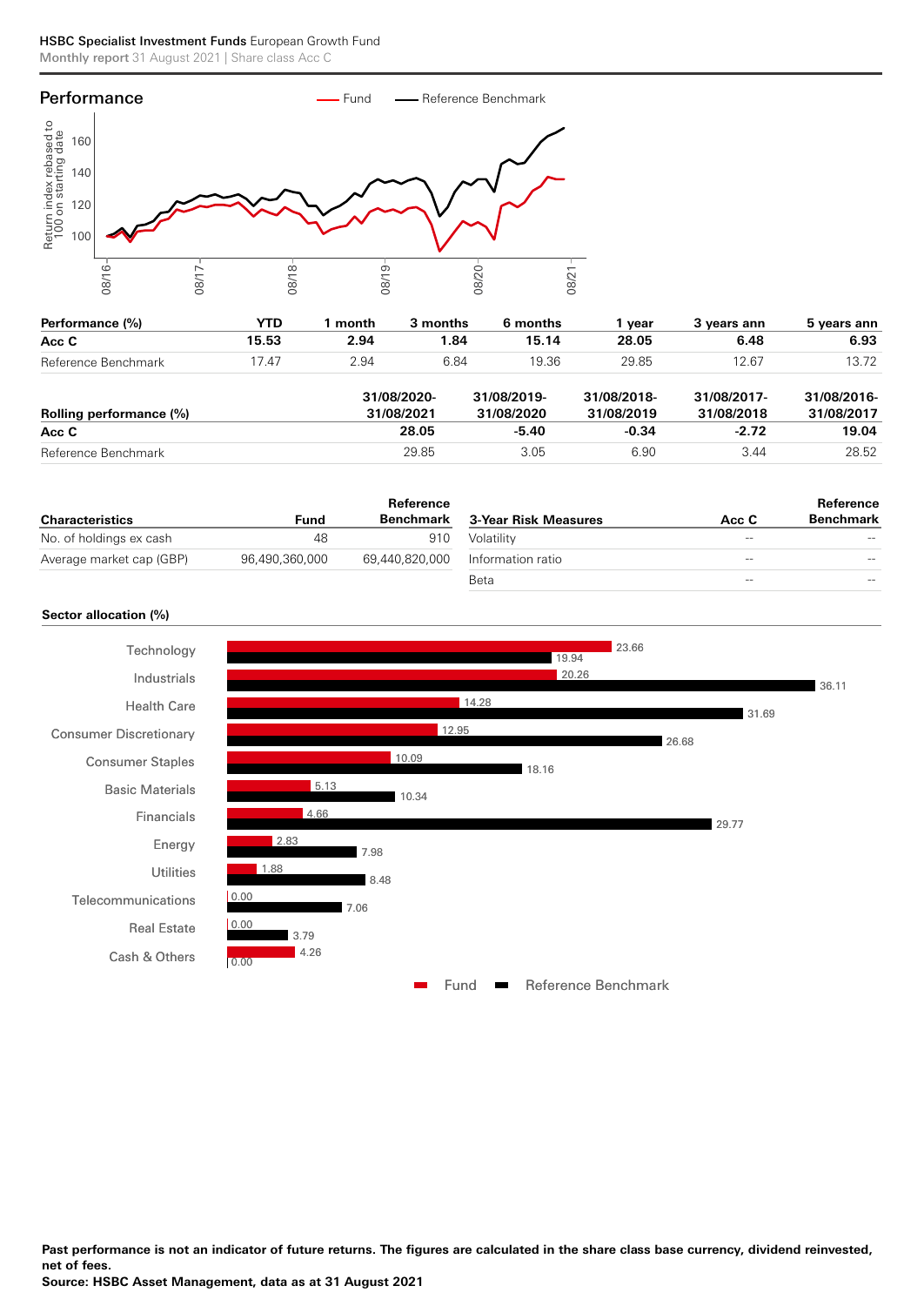## Performance

Fund — Reference Benchmark

| Performance (%) | YTD | 1 month | 3 months | 6 months | 1 year | 3 years ann | 5 years ann |
|---|---|---|---|---|---|---|---|
| **Acc C** | **15.53** | **2.94** | **1.84** | **15.14** | **28.05** | **6.48** | **6.93** |
| Reference Benchmark | 17.47 | 2.94 | 6.84 | 19.36 | 29.85 | 12.67 | 13.72 |

| Rolling performance (%) | 31/08/2020-31/08/2021 | 31/08/2019-31/08/2020 | 31/08/2018-31/08/2019 | 31/08/2017-31/08/2018 | 31/08/2016-31/08/2017 |
|---|---|---|---|---|---|
| **Acc C** | **28.05** | **-5.40** | **-0.34** | **-2.72** | **19.04** |
| Reference Benchmark | 29.85 | 3.05 | 6.90 | 3.44 | 28.52 |

| Characteristics | Fund | Reference Benchmark |
|---|---|---|
| No. of holdings ex cash | 48 | 910 |
| Average market cap (GBP) | 96,490,360,000 | 69,440,820,000 |

| 3-Year Risk Measures | Acc C | Reference Benchmark |
|---|---|---|
| Volatility | -- | -- |
| Information ratio | -- | -- |
| Beta | -- | -- |

### Sector allocation (%)

| Sector | Fund | Reference Benchmark |
|---|---|---|
| Technology | 23.66 | 19.94 |
| Industrials | 20.26 | 36.11 |
| Health Care | 14.28 | 31.69 |
| Consumer Discretionary | 12.95 | 26.68 |
| Consumer Staples | 10.09 | 18.16 |
| Basic Materials | 5.13 | 10.34 |
| Financials | 4.66 | 29.77 |
| Energy | 2.83 | 7.98 |
| Utilities | 1.88 | 8.48 |
| Telecommunications | 0.00 | 7.06 |
| Real Estate | 0.00 | 3.79 |
| Cash & Others | 4.26 | 0.00 |

**Past performance is not an indicator of future returns. The figures are calculated in the share class base currency, dividend reinvested, net of fees.**
**Source: HSBC Asset Management, data as at 31 August 2021**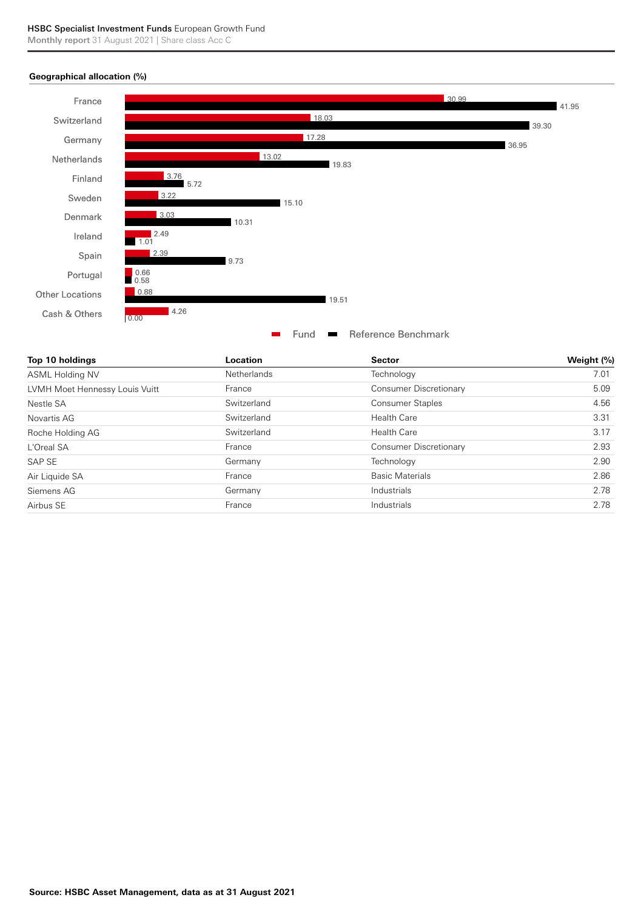## Geographical allocation (%)

| | Fund | Reference Benchmark |
|---|---|---|
| France | 30.99 | 41.95 |
| Switzerland | 18.03 | 39.30 |
| Germany | 17.28 | 36.95 |
| Netherlands | 13.02 | 19.83 |
| Finland | 3.76 | 5.72 |
| Sweden | 3.22 | 15.10 |
| Denmark | 3.03 | 10.31 |
| Ireland | 2.49 | 1.01 |
| Spain | 2.39 | 9.73 |
| Portugal | 0.66 | 0.58 |
| Other Locations | 0.88 | 19.51 |
| Cash & Others | 4.26 | 0.00 |

| Top 10 holdings | Location | Sector | Weight (%) |
|---|---|---|---|
| ASML Holding NV | Netherlands | Technology | 7.01 |
| LVMH Moet Hennessy Louis Vuitt | France | Consumer Discretionary | 5.09 |
| Nestle SA | Switzerland | Consumer Staples | 4.56 |
| Novartis AG | Switzerland | Health Care | 3.31 |
| Roche Holding AG | Switzerland | Health Care | 3.17 |
| L'Oreal SA | France | Consumer Discretionary | 2.93 |
| SAP SE | Germany | Technology | 2.90 |
| Air Liquide SA | France | Basic Materials | 2.86 |
| Siemens AG | Germany | Industrials | 2.78 |
| Airbus SE | France | Industrials | 2.78 |

**Source: HSBC Asset Management, data as at 31 August 2021**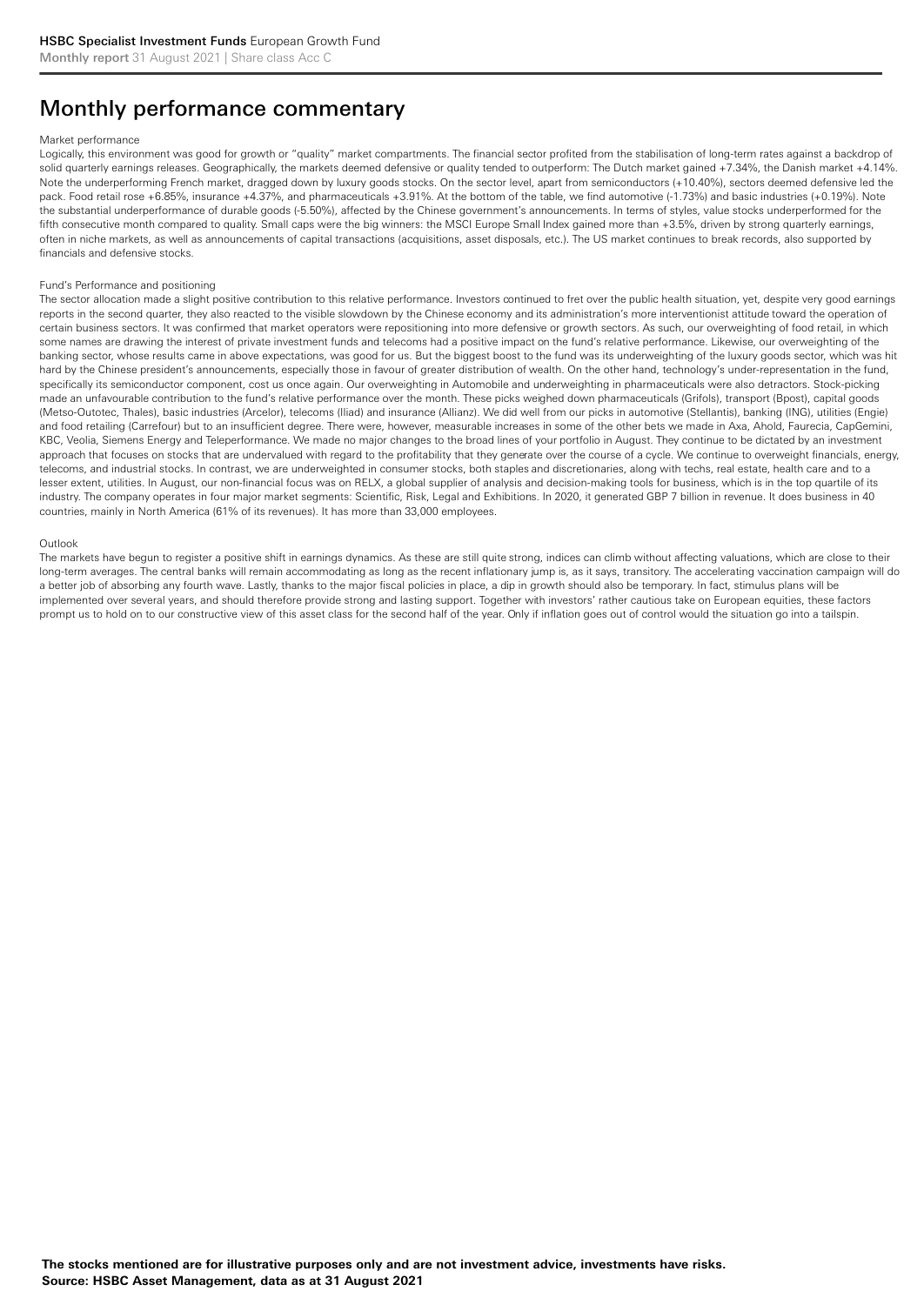# Monthly performance commentary

Market performance

Logically, this environment was good for growth or "quality" market compartments. The financial sector profited from the stabilisation of long-term rates against a backdrop of solid quarterly earnings releases. Geographically, the markets deemed defensive or quality tended to outperform: The Dutch market gained +7.34%, the Danish market +4.14%. Note the underperforming French market, dragged down by luxury goods stocks. On the sector level, apart from semiconductors (+10.40%), sectors deemed defensive led the pack. Food retail rose +6.85%, insurance +4.37%, and pharmaceuticals +3.91%. At the bottom of the table, we find automotive (-1.73%) and basic industries (+0.19%). Note the substantial underperformance of durable goods (-5.50%), affected by the Chinese government's announcements. In terms of styles, value stocks underperformed for the fifth consecutive month compared to quality. Small caps were the big winners: the MSCI Europe Small Index gained more than +3.5%, driven by strong quarterly earnings, often in niche markets, as well as announcements of capital transactions (acquisitions, asset disposals, etc.). The US market continues to break records, also supported by financials and defensive stocks.

Fund's Performance and positioning

The sector allocation made a slight positive contribution to this relative performance. Investors continued to fret over the public health situation, yet, despite very good earnings reports in the second quarter, they also reacted to the visible slowdown by the Chinese economy and its administration's more interventionist attitude toward the operation of certain business sectors. It was confirmed that market operators were repositioning into more defensive or growth sectors. As such, our overweighting of food retail, in which some names are drawing the interest of private investment funds and telecoms had a positive impact on the fund's relative performance. Likewise, our overweighting of the banking sector, whose results came in above expectations, was good for us. But the biggest boost to the fund was its underweighting of the luxury goods sector, which was hit hard by the Chinese president's announcements, especially those in favour of greater distribution of wealth. On the other hand, technology's under-representation in the fund, specifically its semiconductor component, cost us once again. Our overweighting in Automobile and underweighting in pharmaceuticals were also detractors. Stock-picking made an unfavourable contribution to the fund's relative performance over the month. These picks weighed down pharmaceuticals (Grifols), transport (Bpost), capital goods (Metso-Outotec, Thales), basic industries (Arcelor), telecoms (Iliad) and insurance (Allianz). We did well from our picks in automotive (Stellantis), banking (ING), utilities (Engie) and food retailing (Carrefour) but to an insufficient degree. There were, however, measurable increases in some of the other bets we made in Axa, Ahold, Faurecia, CapGemini, KBC, Veolia, Siemens Energy and Teleperformance. We made no major changes to the broad lines of your portfolio in August. They continue to be dictated by an investment approach that focuses on stocks that are undervalued with regard to the profitability that they generate over the course of a cycle. We continue to overweight financials, energy, telecoms, and industrial stocks. In contrast, we are underweighted in consumer stocks, both staples and discretionaries, along with techs, real estate, health care and to a lesser extent, utilities. In August, our non-financial focus was on RELX, a global supplier of analysis and decision-making tools for business, which is in the top quartile of its industry. The company operates in four major market segments: Scientific, Risk, Legal and Exhibitions. In 2020, it generated GBP 7 billion in revenue. It does business in 40 countries, mainly in North America (61% of its revenues). It has more than 33,000 employees.

Outlook

The markets have begun to register a positive shift in earnings dynamics. As these are still quite strong, indices can climb without affecting valuations, which are close to their long-term averages. The central banks will remain accommodating as long as the recent inflationary jump is, as it says, transitory. The accelerating vaccination campaign will do a better job of absorbing any fourth wave. Lastly, thanks to the major fiscal policies in place, a dip in growth should also be temporary. In fact, stimulus plans will be implemented over several years, and should therefore provide strong and lasting support. Together with investors' rather cautious take on European equities, these factors prompt us to hold on to our constructive view of this asset class for the second half of the year. Only if inflation goes out of control would the situation go into a tailspin.

**The stocks mentioned are for illustrative purposes only and are not investment advice, investments have risks.**
**Source: HSBC Asset Management, data as at 31 August 2021**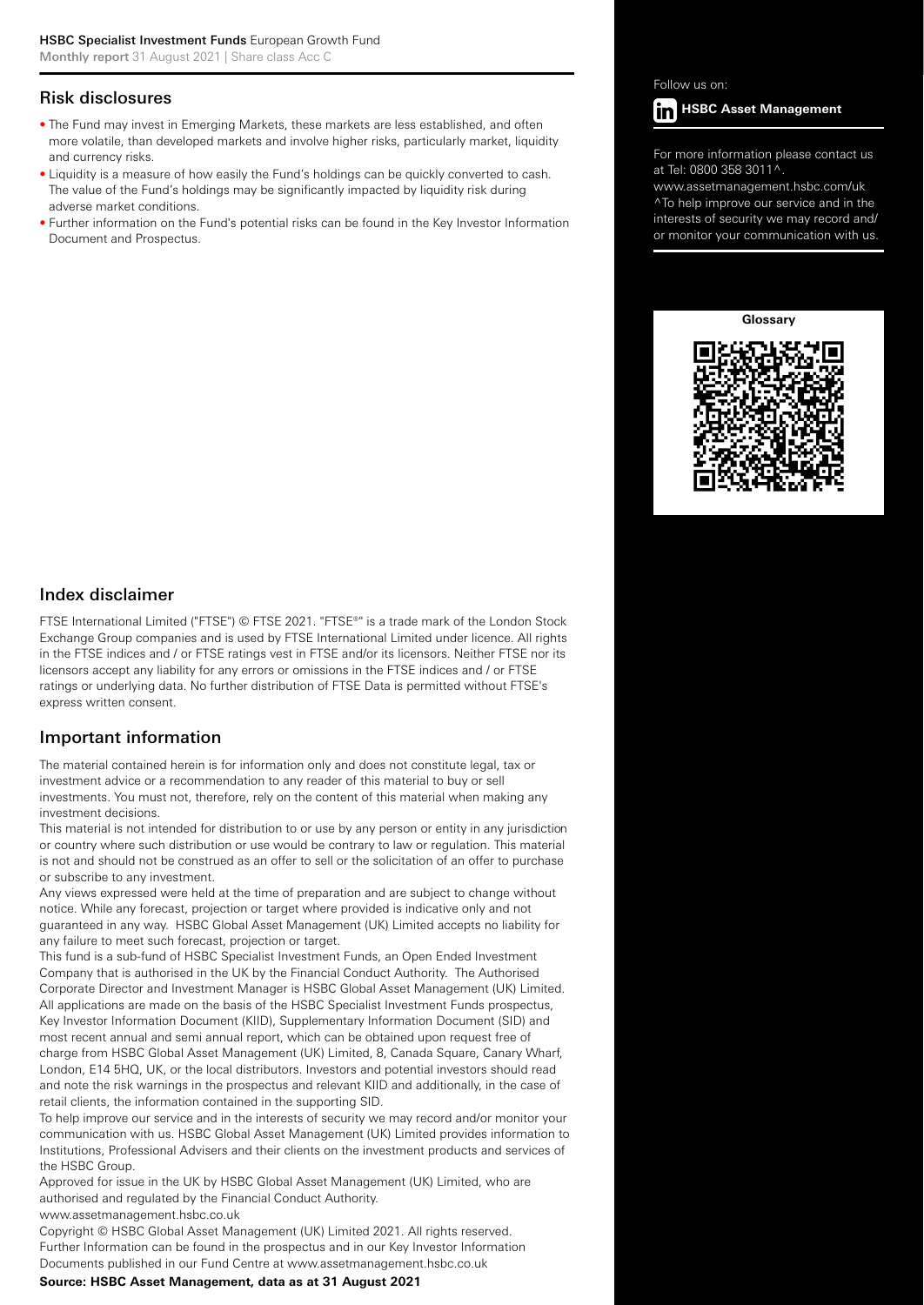## Risk disclosures

- The Fund may invest in Emerging Markets, these markets are less established, and often more volatile, than developed markets and involve higher risks, particularly market, liquidity and currency risks.
- Liquidity is a measure of how easily the Fund's holdings can be quickly converted to cash. The value of the Fund's holdings may be significantly impacted by liquidity risk during adverse market conditions.
- Further information on the Fund's potential risks can be found in the Key Investor Information Document and Prospectus.

Follow us on:

**HSBC Asset Management**

For more information please contact us at Tel: 0800 358 3011^.
www.assetmanagement.hsbc.com/uk
^To help improve our service and in the interests of security we may record and/ or monitor your communication with us.

**Glossary**

## Index disclaimer

FTSE International Limited ("FTSE") © FTSE 2021. "FTSE®" is a trade mark of the London Stock Exchange Group companies and is used by FTSE International Limited under licence. All rights in the FTSE indices and / or FTSE ratings vest in FTSE and/or its licensors. Neither FTSE nor its licensors accept any liability for any errors or omissions in the FTSE indices and / or FTSE ratings or underlying data. No further distribution of FTSE Data is permitted without FTSE's express written consent.

## Important information

The material contained herein is for information only and does not constitute legal, tax or investment advice or a recommendation to any reader of this material to buy or sell investments. You must not, therefore, rely on the content of this material when making any investment decisions.

This material is not intended for distribution to or use by any person or entity in any jurisdiction or country where such distribution or use would be contrary to law or regulation. This material is not and should not be construed as an offer to sell or the solicitation of an offer to purchase or subscribe to any investment.

Any views expressed were held at the time of preparation and are subject to change without notice. While any forecast, projection or target where provided is indicative only and not guaranteed in any way. HSBC Global Asset Management (UK) Limited accepts no liability for any failure to meet such forecast, projection or target.

This fund is a sub-fund of HSBC Specialist Investment Funds, an Open Ended Investment Company that is authorised in the UK by the Financial Conduct Authority. The Authorised Corporate Director and Investment Manager is HSBC Global Asset Management (UK) Limited. All applications are made on the basis of the HSBC Specialist Investment Funds prospectus, Key Investor Information Document (KIID), Supplementary Information Document (SID) and most recent annual and semi annual report, which can be obtained upon request free of charge from HSBC Global Asset Management (UK) Limited, 8, Canada Square, Canary Wharf, London, E14 5HQ, UK, or the local distributors. Investors and potential investors should read and note the risk warnings in the prospectus and relevant KIID and additionally, in the case of retail clients, the information contained in the supporting SID.

To help improve our service and in the interests of security we may record and/or monitor your communication with us. HSBC Global Asset Management (UK) Limited provides information to Institutions, Professional Advisers and their clients on the investment products and services of the HSBC Group.

Approved for issue in the UK by HSBC Global Asset Management (UK) Limited, who are authorised and regulated by the Financial Conduct Authority.
www.assetmanagement.hsbc.co.uk

Copyright © HSBC Global Asset Management (UK) Limited 2021. All rights reserved.
Further Information can be found in the prospectus and in our Key Investor Information Documents published in our Fund Centre at www.assetmanagement.hsbc.co.uk

**Source: HSBC Asset Management, data as at 31 August 2021**